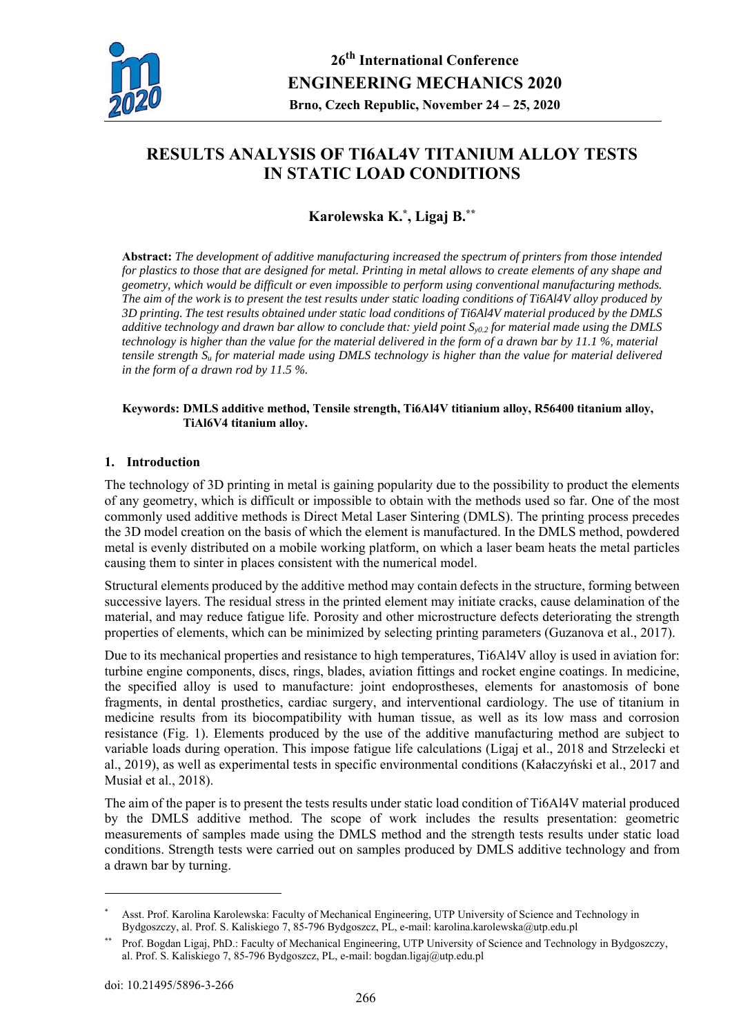# RESULTS ANALYSIS OF TI6AL4V TITANIUM ALLOY TESTS IN STATIC LOAD CONDITIONS

**Karolewska K.[*], Ligaj B.[**]**

**Abstract:** *The development of additive manufacturing increased the spectrum of printers from those intended for plastics to those that are designed for metal. Printing in metal allows to create elements of any shape and geometry, which would be difficult or even impossible to perform using conventional manufacturing methods. The aim of the work is to present the test results under static loading conditions of Ti6Al4V alloy produced by 3D printing. The test results obtained under static load conditions of Ti6Al4V material produced by the DMLS additive technology and drawn bar allow to conclude that: yield point $S_{y0.2}$ for material made using the DMLS technology is higher than the value for the material delivered in the form of a drawn bar by 11.1 %, material tensile strength $S_u$ for material made using DMLS technology is higher than the value for material delivered in the form of a drawn rod by 11.5 %.*

**Keywords: DMLS additive method, Tensile strength, Ti6Al4V titianium alloy, R56400 titanium alloy, TiAl6V4 titanium alloy.**

## 1. Introduction

The technology of 3D printing in metal is gaining popularity due to the possibility to product the elements of any geometry, which is difficult or impossible to obtain with the methods used so far. One of the most commonly used additive methods is Direct Metal Laser Sintering (DMLS). The printing process precedes the 3D model creation on the basis of which the element is manufactured. In the DMLS method, powdered metal is evenly distributed on a mobile working platform, on which a laser beam heats the metal particles causing them to sinter in places consistent with the numerical model.

Structural elements produced by the additive method may contain defects in the structure, forming between successive layers. The residual stress in the printed element may initiate cracks, cause delamination of the material, and may reduce fatigue life. Porosity and other microstructure defects deteriorating the strength properties of elements, which can be minimized by selecting printing parameters (Guzanova et al., 2017).

Due to its mechanical properties and resistance to high temperatures, Ti6Al4V alloy is used in aviation for: turbine engine components, discs, rings, blades, aviation fittings and rocket engine coatings. In medicine, the specified alloy is used to manufacture: joint endoprostheses, elements for anastomosis of bone fragments, in dental prosthetics, cardiac surgery, and interventional cardiology. The use of titanium in medicine results from its biocompatibility with human tissue, as well as its low mass and corrosion resistance (Fig. 1). Elements produced by the use of the additive manufacturing method are subject to variable loads during operation. This impose fatigue life calculations (Ligaj et al., 2018 and Strzelecki et al., 2019), as well as experimental tests in specific environmental conditions (Kałaczyński et al., 2017 and Musiał et al., 2018).

The aim of the paper is to present the tests results under static load condition of Ti6Al4V material produced by the DMLS additive method. The scope of work includes the results presentation: geometric measurements of samples made using the DMLS method and the strength tests results under static load conditions. Strength tests were carried out on samples produced by DMLS additive technology and from a drawn bar by turning.

---

[*] Asst. Prof. Karolina Karolewska: Faculty of Mechanical Engineering, UTP University of Science and Technology in Bydgoszczy, al. Prof. S. Kaliskiego 7, 85-796 Bydgoszcz, PL, e-mail: karolina.karolewska@utp.edu.pl

[**] Prof. Bogdan Ligaj, PhD.: Faculty of Mechanical Engineering, UTP University of Science and Technology in Bydgoszczy, al. Prof. S. Kaliskiego 7, 85-796 Bydgoszcz, PL, e-mail: bogdan.ligaj@utp.edu.pl

doi: 10.21495/5896-3-266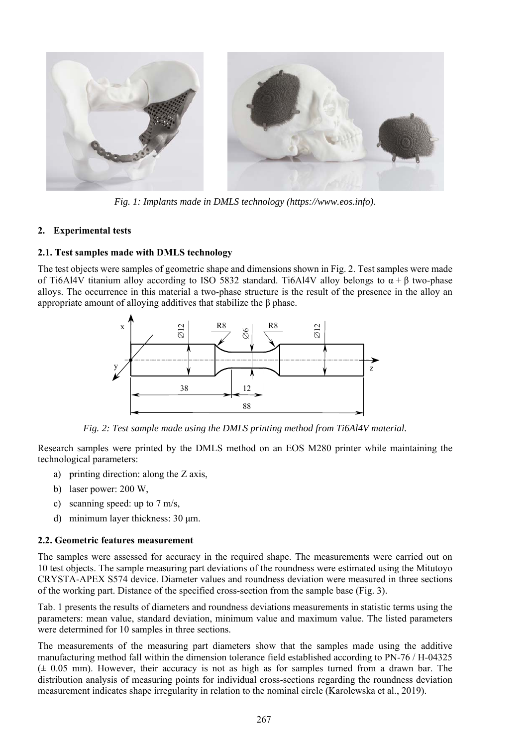*Fig. 1: Implants made in DMLS technology (https://www.eos.info).*

## 2. Experimental tests

### 2.1. Test samples made with DMLS technology

The test objects were samples of geometric shape and dimensions shown in Fig. 2. Test samples were made of Ti6Al4V titanium alloy according to ISO 5832 standard. Ti6Al4V alloy belongs to $\alpha + \beta$ two-phase alloys. The occurrence in this material a two-phase structure is the result of the presence in the alloy an appropriate amount of alloying additives that stabilize the $\beta$ phase.

*Fig. 2: Test sample made using the DMLS printing method from Ti6Al4V material.*

Research samples were printed by the DMLS method on an EOS M280 printer while maintaining the technological parameters:

a) printing direction: along the Z axis,
b) laser power: 200 W,
c) scanning speed: up to 7 m/s,
d) minimum layer thickness: 30 μm.

### 2.2. Geometric features measurement

The samples were assessed for accuracy in the required shape. The measurements were carried out on 10 test objects. The sample measuring part deviations of the roundness were estimated using the Mitutoyo CRYSTA-APEX S574 device. Diameter values and roundness deviation were measured in three sections of the working part. Distance of the specified cross-section from the sample base (Fig. 3).

Tab. 1 presents the results of diameters and roundness deviations measurements in statistic terms using the parameters: mean value, standard deviation, minimum value and maximum value. The listed parameters were determined for 10 samples in three sections.

The measurements of the measuring part diameters show that the samples made using the additive manufacturing method fall within the dimension tolerance field established according to PN-76 / H-04325 (± 0.05 mm). However, their accuracy is not as high as for samples turned from a drawn bar. The distribution analysis of measuring points for individual cross-sections regarding the roundness deviation measurement indicates shape irregularity in relation to the nominal circle (Karolewska et al., 2019).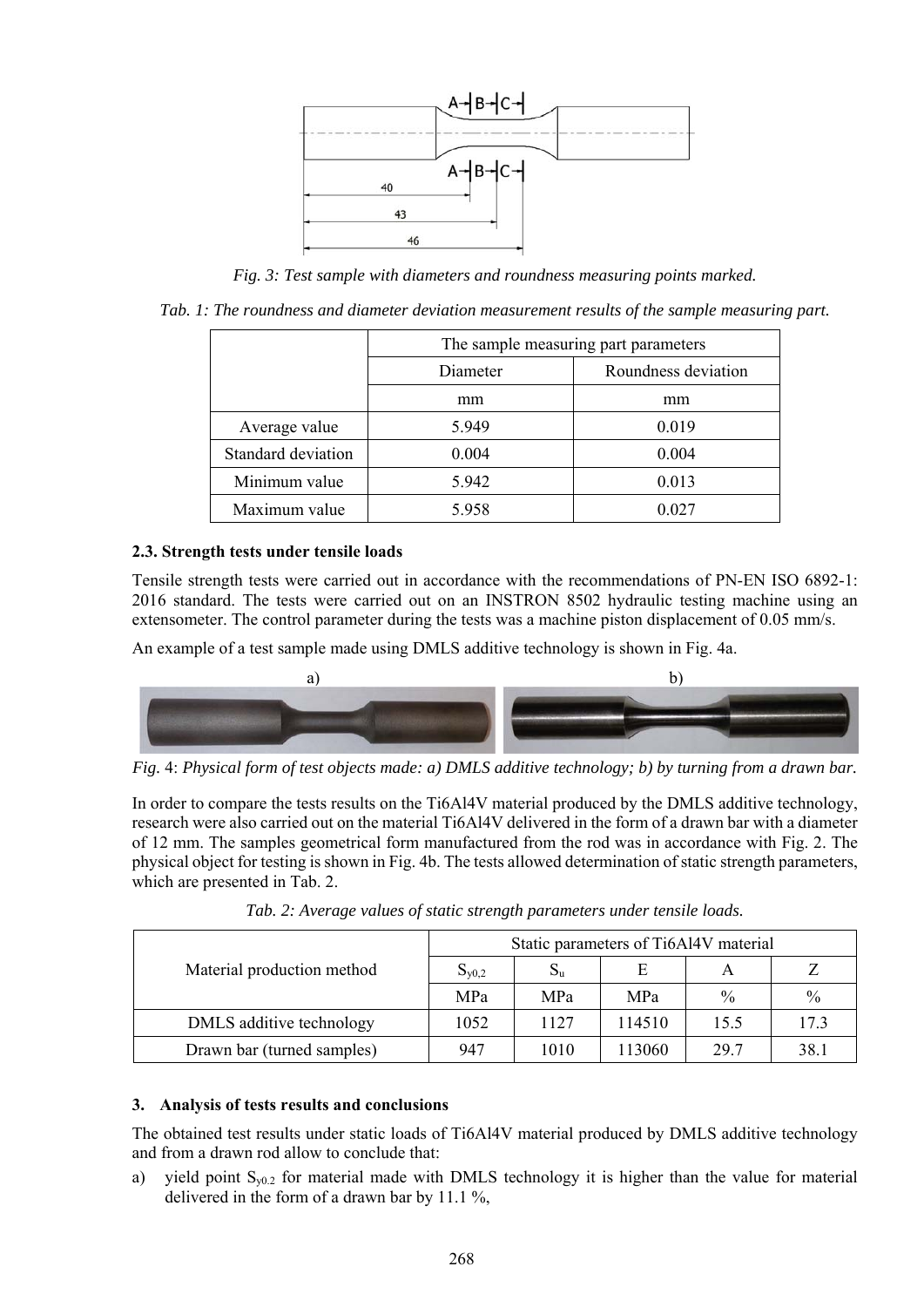*Fig. 3: Test sample with diameters and roundness measuring points marked.*

*Tab. 1: The roundness and diameter deviation measurement results of the sample measuring part.*

| | The sample measuring part parameters | |
|---|---|---|
| | Diameter | Roundness deviation |
| | mm | mm |
| Average value | 5.949 | 0.019 |
| Standard deviation | 0.004 | 0.004 |
| Minimum value | 5.942 | 0.013 |
| Maximum value | 5.958 | 0.027 |

### 2.3. Strength tests under tensile loads

Tensile strength tests were carried out in accordance with the recommendations of PN-EN ISO 6892-1: 2016 standard. The tests were carried out on an INSTRON 8502 hydraulic testing machine using an extensometer. The control parameter during the tests was a machine piston displacement of 0.05 mm/s.

An example of a test sample made using DMLS additive technology is shown in Fig. 4a.

*Fig. 4: Physical form of test objects made: a) DMLS additive technology; b) by turning from a drawn bar.*

In order to compare the tests results on the Ti6Al4V material produced by the DMLS additive technology, research were also carried out on the material Ti6Al4V delivered in the form of a drawn bar with a diameter of 12 mm. The samples geometrical form manufactured from the rod was in accordance with Fig. 2. The physical object for testing is shown in Fig. 4b. The tests allowed determination of static strength parameters, which are presented in Tab. 2.

*Tab. 2: Average values of static strength parameters under tensile loads.*

| Material production method | Static parameters of Ti6Al4V material | | | | |
|---|---|---|---|---|---|
| | $S_{y0,2}$ | $S_u$ | E | A | Z |
| | MPa | MPa | MPa | % | % |
| DMLS additive technology | 1052 | 1127 | 114510 | 15.5 | 17.3 |
| Drawn bar (turned samples) | 947 | 1010 | 113060 | 29.7 | 38.1 |

### 3. Analysis of tests results and conclusions

The obtained test results under static loads of Ti6Al4V material produced by DMLS additive technology and from a drawn rod allow to conclude that:

a) yield point $S_{y0.2}$ for material made with DMLS technology it is higher than the value for material delivered in the form of a drawn bar by 11.1 %,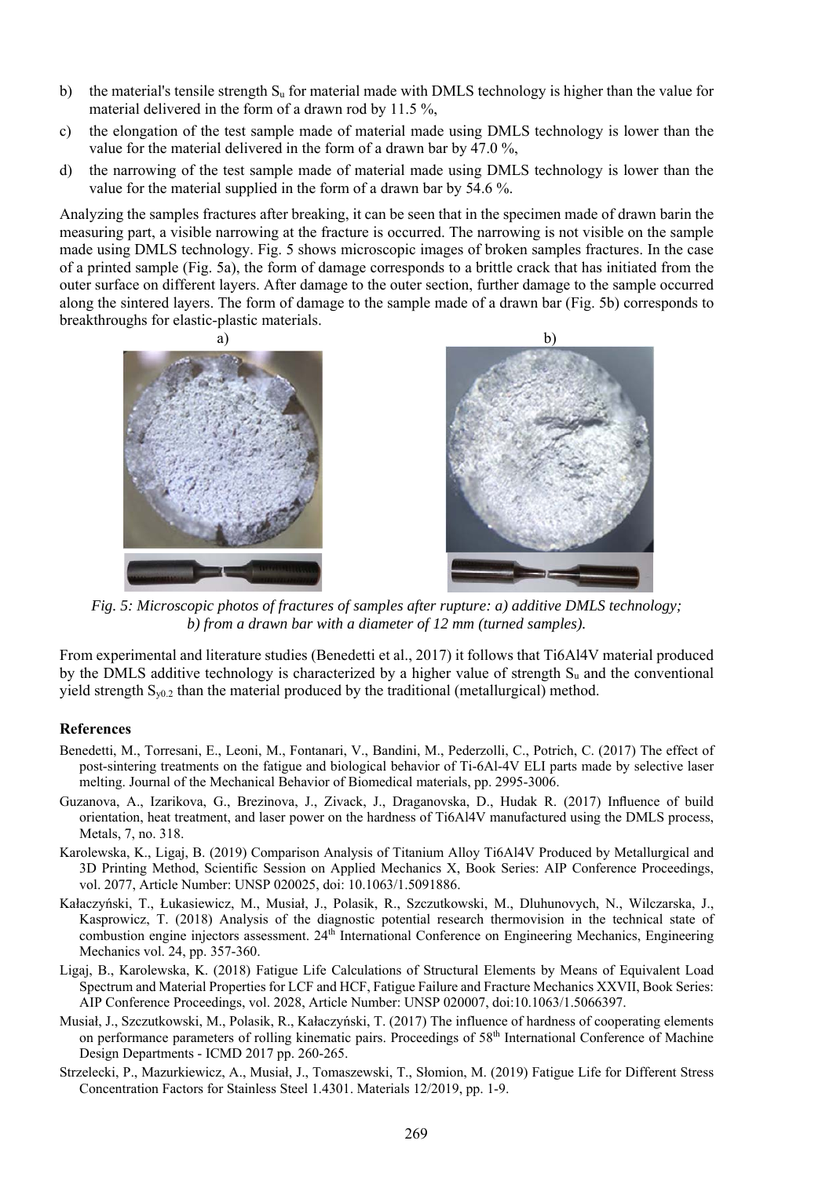b) the material's tensile strength $S_u$ for material made with DMLS technology is higher than the value for material delivered in the form of a drawn rod by 11.5 %,

c) the elongation of the test sample made of material made using DMLS technology is lower than the value for the material delivered in the form of a drawn bar by 47.0 %,

d) the narrowing of the test sample made of material made using DMLS technology is lower than the value for the material supplied in the form of a drawn bar by 54.6 %.

Analyzing the samples fractures after breaking, it can be seen that in the specimen made of drawn barin the measuring part, a visible narrowing at the fracture is occurred. The narrowing is not visible on the sample made using DMLS technology. Fig. 5 shows microscopic images of broken samples fractures. In the case of a printed sample (Fig. 5a), the form of damage corresponds to a brittle crack that has initiated from the outer surface on different layers. After damage to the outer section, further damage to the sample occurred along the sintered layers. The form of damage to the sample made of a drawn bar (Fig. 5b) corresponds to breakthroughs for elastic-plastic materials.

a) b)

*Fig. 5: Microscopic photos of fractures of samples after rupture: a) additive DMLS technology; b) from a drawn bar with a diameter of 12 mm (turned samples).*

From experimental and literature studies (Benedetti et al., 2017) it follows that Ti6Al4V material produced by the DMLS additive technology is characterized by a higher value of strength $S_u$ and the conventional yield strength $S_{y0.2}$ than the material produced by the traditional (metallurgical) method.

## References

Benedetti, M., Torresani, E., Leoni, M., Fontanari, V., Bandini, M., Pederzolli, C., Potrich, C. (2017) The effect of post-sintering treatments on the fatigue and biological behavior of Ti-6Al-4V ELI parts made by selective laser melting. Journal of the Mechanical Behavior of Biomedical materials, pp. 2995-3006.

Guzanova, A., Izarikova, G., Brezinova, J., Zivack, J., Draganovska, D., Hudak R. (2017) Influence of build orientation, heat treatment, and laser power on the hardness of Ti6Al4V manufactured using the DMLS process, Metals, 7, no. 318.

Karolewska, K., Ligaj, B. (2019) Comparison Analysis of Titanium Alloy Ti6Al4V Produced by Metallurgical and 3D Printing Method, Scientific Session on Applied Mechanics X, Book Series: AIP Conference Proceedings, vol. 2077, Article Number: UNSP 020025, doi: 10.1063/1.5091886.

Kałaczyński, T., Łukasiewicz, M., Musiał, J., Polasik, R., Szczutkowski, M., Dluhunovych, N., Wilczarska, J., Kasprowicz, T. (2018) Analysis of the diagnostic potential research thermovision in the technical state of combustion engine injectors assessment. 24th International Conference on Engineering Mechanics, Engineering Mechanics vol. 24, pp. 357-360.

Ligaj, B., Karolewska, K. (2018) Fatigue Life Calculations of Structural Elements by Means of Equivalent Load Spectrum and Material Properties for LCF and HCF, Fatigue Failure and Fracture Mechanics XXVII, Book Series: AIP Conference Proceedings, vol. 2028, Article Number: UNSP 020007, doi:10.1063/1.5066397.

Musiał, J., Szczutkowski, M., Polasik, R., Kałaczyński, T. (2017) The influence of hardness of cooperating elements on performance parameters of rolling kinematic pairs. Proceedings of 58th International Conference of Machine Design Departments - ICMD 2017 pp. 260-265.

Strzelecki, P., Mazurkiewicz, A., Musiał, J., Tomaszewski, T., Słomion, M. (2019) Fatigue Life for Different Stress Concentration Factors for Stainless Steel 1.4301. Materials 12/2019, pp. 1-9.